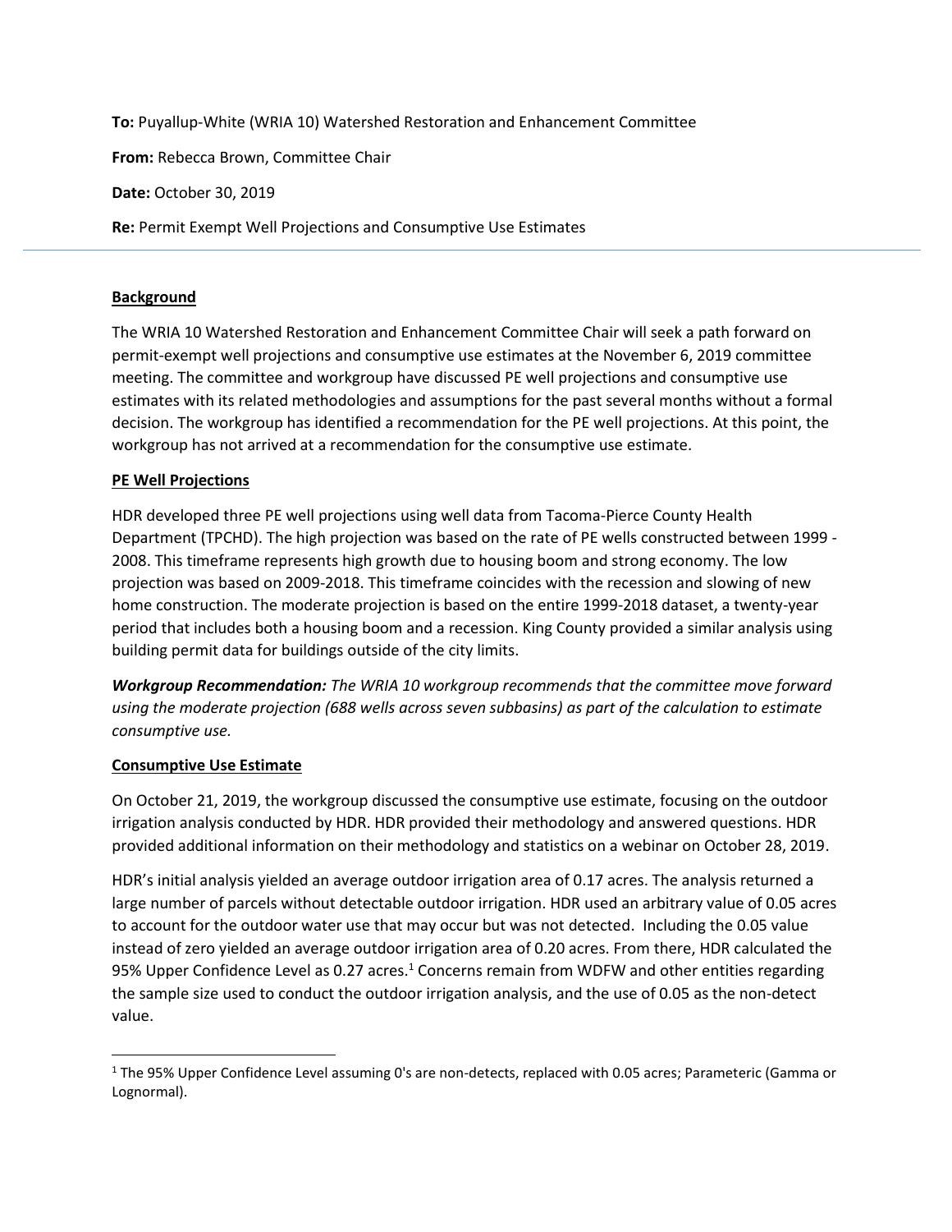**To:** Puyallup-White (WRIA 10) Watershed Restoration and Enhancement Committee

**From:** Rebecca Brown, Committee Chair

**Date:** October 30, 2019

**Re:** Permit Exempt Well Projections and Consumptive Use Estimates

---

## Background

The WRIA 10 Watershed Restoration and Enhancement Committee Chair will seek a path forward on permit-exempt well projections and consumptive use estimates at the November 6, 2019 committee meeting. The committee and workgroup have discussed PE well projections and consumptive use estimates with its related methodologies and assumptions for the past several months without a formal decision. The workgroup has identified a recommendation for the PE well projections. At this point, the workgroup has not arrived at a recommendation for the consumptive use estimate.

## PE Well Projections

HDR developed three PE well projections using well data from Tacoma-Pierce County Health Department (TPCHD). The high projection was based on the rate of PE wells constructed between 1999 - 2008. This timeframe represents high growth due to housing boom and strong economy. The low projection was based on 2009-2018. This timeframe coincides with the recession and slowing of new home construction. The moderate projection is based on the entire 1999-2018 dataset, a twenty-year period that includes both a housing boom and a recession. King County provided a similar analysis using building permit data for buildings outside of the city limits.

***Workgroup Recommendation:** The WRIA 10 workgroup recommends that the committee move forward using the moderate projection (688 wells across seven subbasins) as part of the calculation to estimate consumptive use.*

## Consumptive Use Estimate

On October 21, 2019, the workgroup discussed the consumptive use estimate, focusing on the outdoor irrigation analysis conducted by HDR. HDR provided their methodology and answered questions. HDR provided additional information on their methodology and statistics on a webinar on October 28, 2019.

HDR's initial analysis yielded an average outdoor irrigation area of 0.17 acres. The analysis returned a large number of parcels without detectable outdoor irrigation. HDR used an arbitrary value of 0.05 acres to account for the outdoor water use that may occur but was not detected. Including the 0.05 value instead of zero yielded an average outdoor irrigation area of 0.20 acres. From there, HDR calculated the 95% Upper Confidence Level as 0.27 acres.[1] Concerns remain from WDFW and other entities regarding the sample size used to conduct the outdoor irrigation analysis, and the use of 0.05 as the non-detect value.

---

[1] The 95% Upper Confidence Level assuming 0's are non-detects, replaced with 0.05 acres; Parametric (Gamma or Lognormal).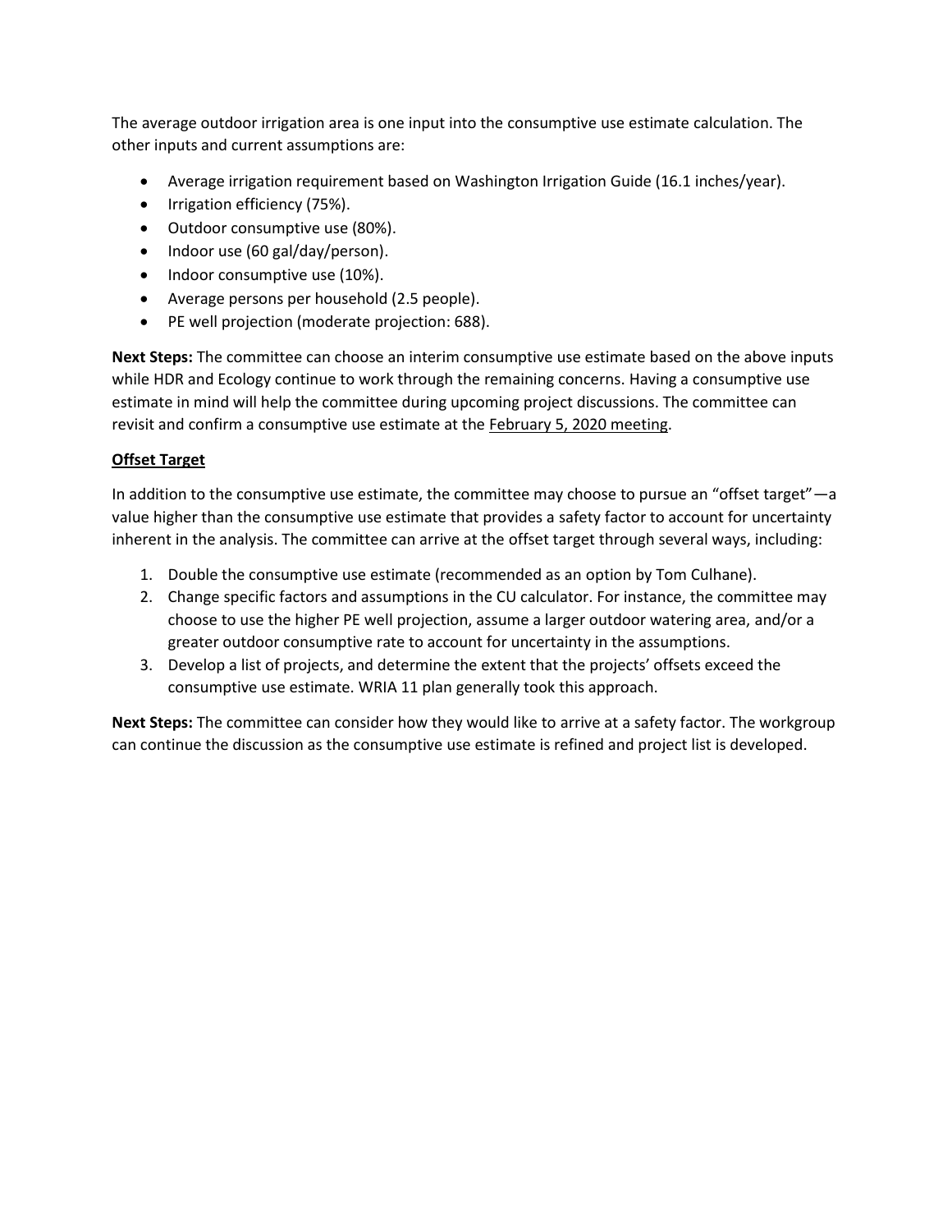The average outdoor irrigation area is one input into the consumptive use estimate calculation. The other inputs and current assumptions are:

- Average irrigation requirement based on Washington Irrigation Guide (16.1 inches/year).
- Irrigation efficiency (75%).
- Outdoor consumptive use (80%).
- Indoor use (60 gal/day/person).
- Indoor consumptive use (10%).
- Average persons per household (2.5 people).
- PE well projection (moderate projection: 688).

**Next Steps:** The committee can choose an interim consumptive use estimate based on the above inputs while HDR and Ecology continue to work through the remaining concerns. Having a consumptive use estimate in mind will help the committee during upcoming project discussions. The committee can revisit and confirm a consumptive use estimate at the February 5, 2020 meeting.

**Offset Target**

In addition to the consumptive use estimate, the committee may choose to pursue an "offset target"—a value higher than the consumptive use estimate that provides a safety factor to account for uncertainty inherent in the analysis. The committee can arrive at the offset target through several ways, including:

1. Double the consumptive use estimate (recommended as an option by Tom Culhane).
2. Change specific factors and assumptions in the CU calculator. For instance, the committee may choose to use the higher PE well projection, assume a larger outdoor watering area, and/or a greater outdoor consumptive rate to account for uncertainty in the assumptions.
3. Develop a list of projects, and determine the extent that the projects' offsets exceed the consumptive use estimate. WRIA 11 plan generally took this approach.

**Next Steps:** The committee can consider how they would like to arrive at a safety factor. The workgroup can continue the discussion as the consumptive use estimate is refined and project list is developed.